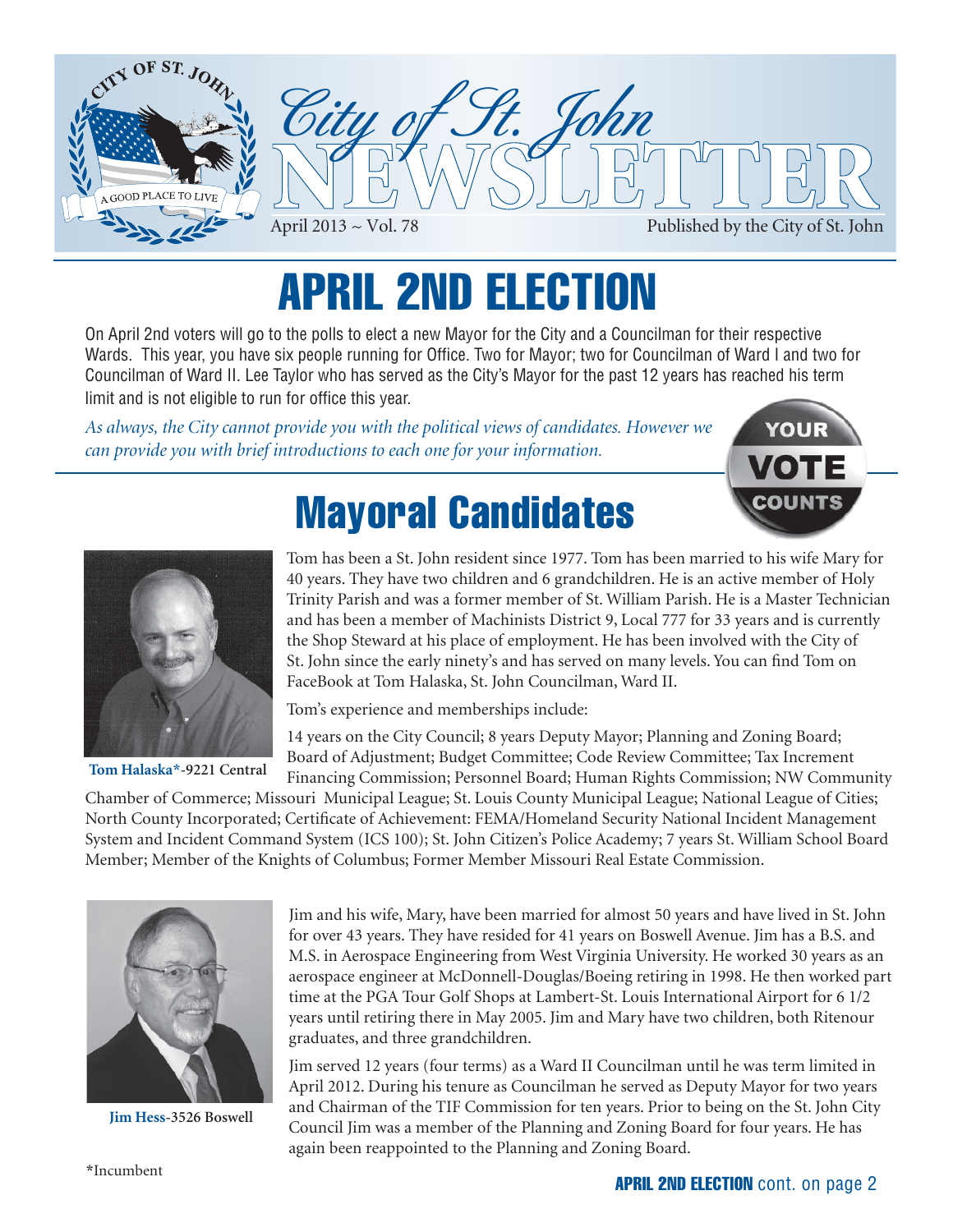# City of St. John NEWSLETTER

April 2013 ~ Vol. 78

Published by the City of St. John

# APRIL 2ND ELECTION

On April 2nd voters will go to the polls to elect a new Mayor for the City and a Councilman for their respective Wards. This year, you have six people running for Office. Two for Mayor; two for Councilman of Ward I and two for Councilman of Ward II. Lee Taylor who has served as the City's Mayor for the past 12 years has reached his term limit and is not eligible to run for office this year.

*As always, the City cannot provide you with the political views of candidates. However we can provide you with brief introductions to each one for your information.*

YOUR VOTE COUNTS

## Mayoral Candidates

**Tom Halaska\***-9221 Central

Tom has been a St. John resident since 1977. Tom has been married to his wife Mary for 40 years. They have two children and 6 grandchildren. He is an active member of Holy Trinity Parish and was a former member of St. William Parish. He is a Master Technician and has been a member of Machinists District 9, Local 777 for 33 years and is currently the Shop Steward at his place of employment. He has been involved with the City of St. John since the early ninety's and has served on many levels. You can find Tom on FaceBook at Tom Halaska, St. John Councilman, Ward II.

Tom's experience and memberships include:

14 years on the City Council; 8 years Deputy Mayor; Planning and Zoning Board; Board of Adjustment; Budget Committee; Code Review Committee; Tax Increment Financing Commission; Personnel Board; Human Rights Commission; NW Community Chamber of Commerce; Missouri Municipal League; St. Louis County Municipal League; National League of Cities; North County Incorporated; Certificate of Achievement: FEMA/Homeland Security National Incident Management System and Incident Command System (ICS 100); St. John Citizen's Police Academy; 7 years St. William School Board Member; Member of the Knights of Columbus; Former Member Missouri Real Estate Commission.

**Jim Hess**-3526 Boswell

Jim and his wife, Mary, have been married for almost 50 years and have lived in St. John for over 43 years. They have resided for 41 years on Boswell Avenue. Jim has a B.S. and M.S. in Aerospace Engineering from West Virginia University. He worked 30 years as an aerospace engineer at McDonnell-Douglas/Boeing retiring in 1998. He then worked part time at the PGA Tour Golf Shops at Lambert-St. Louis International Airport for 6 1/2 years until retiring there in May 2005. Jim and Mary have two children, both Ritenour graduates, and three grandchildren.

Jim served 12 years (four terms) as a Ward II Councilman until he was term limited in April 2012. During his tenure as Councilman he served as Deputy Mayor for two years and Chairman of the TIF Commission for ten years. Prior to being on the St. John City Council Jim was a member of the Planning and Zoning Board for four years. He has again been reappointed to the Planning and Zoning Board.

\*Incumbent

**APRIL 2ND ELECTION** cont. on page 2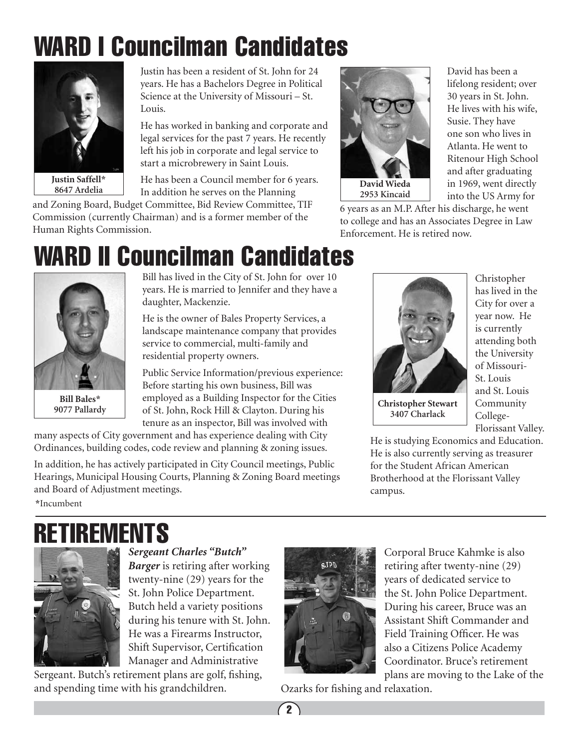# WARD I Councilman Candidates

**Justin Saffell***
**8647 Ardelia**

Justin has been a resident of St. John for 24 years. He has a Bachelors Degree in Political Science at the University of Missouri – St. Louis.

He has worked in banking and corporate and legal services for the past 7 years. He recently left his job in corporate and legal service to start a microbrewery in Saint Louis.

He has been a Council member for 6 years. In addition he serves on the Planning and Zoning Board, Budget Committee, Bid Review Committee, TIF Commission (currently Chairman) and is a former member of the Human Rights Commission.

**David Wieda**
**2953 Kincaid**

David has been a lifelong resident; over 30 years in St. John. He lives with his wife, Susie. They have one son who lives in Atlanta. He went to Ritenour High School and after graduating in 1969, went directly into the US Army for 6 years as an M.P. After his discharge, he went to college and has an Associates Degree in Law Enforcement. He is retired now.

# WARD II Councilman Candidates

**Bill Bales***
**9077 Pallardy**

Bill has lived in the City of St. John for over 10 years. He is married to Jennifer and they have a daughter, Mackenzie.

He is the owner of Bales Property Services, a landscape maintenance company that provides service to commercial, multi-family and residential property owners.

Public Service Information/previous experience: Before starting his own business, Bill was employed as a Building Inspector for the Cities of St. John, Rock Hill & Clayton. During his tenure as an inspector, Bill was involved with many aspects of City government and has experience dealing with City Ordinances, building codes, code review and planning & zoning issues.

In addition, he has actively participated in City Council meetings, Public Hearings, Municipal Housing Courts, Planning & Zoning Board meetings and Board of Adjustment meetings.

**Christopher Stewart**
**3407 Charlack**

Christopher has lived in the City for over a year now. He is currently attending both the University of Missouri-St. Louis and St. Louis Community College-Florissant Valley. He is studying Economics and Education. He is also currently serving as treasurer for the Student African American Brotherhood at the Florissant Valley campus.

*Incumbent

# RETIREMENTS

***Sergeant Charles "Butch" Barger*** is retiring after working twenty-nine (29) years for the St. John Police Department. Butch held a variety positions during his tenure with St. John. He was a Firearms Instructor, Shift Supervisor, Certification Manager and Administrative Sergeant. Butch's retirement plans are golf, fishing, and spending time with his grandchildren.

Corporal Bruce Kahmke is also retiring after twenty-nine (29) years of dedicated service to the St. John Police Department. During his career, Bruce was an Assistant Shift Commander and Field Training Officer. He was also a Citizens Police Academy Coordinator. Bruce's retirement plans are moving to the Lake of the Ozarks for fishing and relaxation.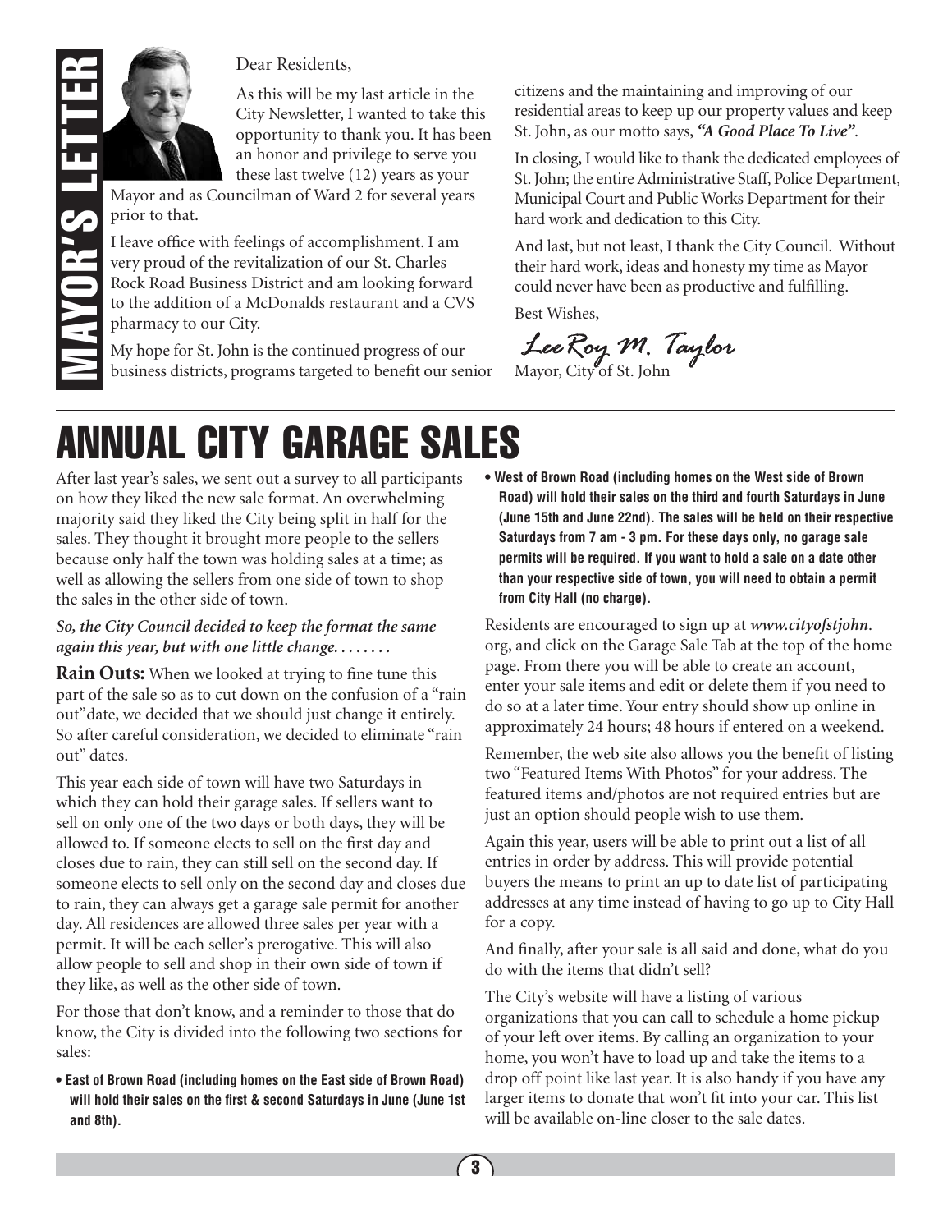## MAYOR'S LETTER

Dear Residents,

As this will be my last article in the City Newsletter, I wanted to take this opportunity to thank you. It has been an honor and privilege to serve you these last twelve (12) years as your Mayor and as Councilman of Ward 2 for several years prior to that.

I leave office with feelings of accomplishment. I am very proud of the revitalization of our St. Charles Rock Road Business District and am looking forward to the addition of a McDonalds restaurant and a CVS pharmacy to our City.

My hope for St. John is the continued progress of our business districts, programs targeted to benefit our senior citizens and the maintaining and improving of our residential areas to keep up our property values and keep St. John, as our motto says, ***"A Good Place To Live"***.

In closing, I would like to thank the dedicated employees of St. John; the entire Administrative Staff, Police Department, Municipal Court and Public Works Department for their hard work and dedication to this City.

And last, but not least, I thank the City Council. Without their hard work, ideas and honesty my time as Mayor could never have been as productive and fulfilling.

Best Wishes,

*LeeRoy M. Taylor*
Mayor, City of St. John

# ANNUAL CITY GARAGE SALES

After last year's sales, we sent out a survey to all participants on how they liked the new sale format. An overwhelming majority said they liked the City being split in half for the sales. They thought it brought more people to the sellers because only half the town was holding sales at a time; as well as allowing the sellers from one side of town to shop the sales in the other side of town.

***So, the City Council decided to keep the format the same again this year, but with one little change........***

**Rain Outs:** When we looked at trying to fine tune this part of the sale so as to cut down on the confusion of a "rain out" date, we decided that we should just change it entirely. So after careful consideration, we decided to eliminate "rain out" dates.

This year each side of town will have two Saturdays in which they can hold their garage sales. If sellers want to sell on only one of the two days or both days, they will be allowed to. If someone elects to sell on the first day and closes due to rain, they can still sell on the second day. If someone elects to sell only on the second day and closes due to rain, they can always get a garage sale permit for another day. All residences are allowed three sales per year with a permit. It will be each seller's prerogative. This will also allow people to sell and shop in their own side of town if they like, as well as the other side of town.

For those that don't know, and a reminder to those that do know, the City is divided into the following two sections for sales:

- **East of Brown Road (including homes on the East side of Brown Road) will hold their sales on the first & second Saturdays in June (June 1st and 8th).**
- **West of Brown Road (including homes on the West side of Brown Road) will hold their sales on the third and fourth Saturdays in June (June 15th and June 22nd). The sales will be held on their respective Saturdays from 7 am - 3 pm. For these days only, no garage sale permits will be required. If you want to hold a sale on a date other than your respective side of town, you will need to obtain a permit from City Hall (no charge).**

Residents are encouraged to sign up at ***www.cityofstjohn.org***, and click on the Garage Sale Tab at the top of the home page. From there you will be able to create an account, enter your sale items and edit or delete them if you need to do so at a later time. Your entry should show up online in approximately 24 hours; 48 hours if entered on a weekend.

Remember, the web site also allows you the benefit of listing two "Featured Items With Photos" for your address. The featured items and/photos are not required entries but are just an option should people wish to use them.

Again this year, users will be able to print out a list of all entries in order by address. This will provide potential buyers the means to print an up to date list of participating addresses at any time instead of having to go up to City Hall for a copy.

And finally, after your sale is all said and done, what do you do with the items that didn't sell?

The City's website will have a listing of various organizations that you can call to schedule a home pickup of your left over items. By calling an organization to your home, you won't have to load up and take the items to a drop off point like last year. It is also handy if you have any larger items to donate that won't fit into your car. This list will be available on-line closer to the sale dates.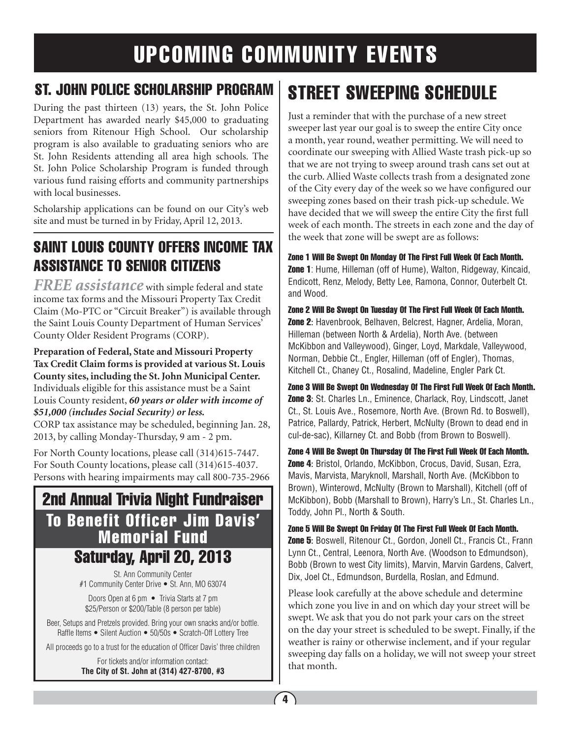# UPCOMING COMMUNITY EVENTS

## ST. JOHN POLICE SCHOLARSHIP PROGRAM

During the past thirteen (13) years, the St. John Police Department has awarded nearly $45,000 to graduating seniors from Ritenour High School. Our scholarship program is also available to graduating seniors who are St. John Residents attending all area high schools. The St. John Police Scholarship Program is funded through various fund raising efforts and community partnerships with local businesses.

Scholarship applications can be found on our City's web site and must be turned in by Friday, April 12, 2013.

## SAINT LOUIS COUNTY OFFERS INCOME TAX ASSISTANCE TO SENIOR CITIZENS

***FREE assistance*** with simple federal and state income tax forms and the Missouri Property Tax Credit Claim (Mo-PTC or "Circuit Breaker") is available through the Saint Louis County Department of Human Services' County Older Resident Programs (CORP).

**Preparation of Federal, State and Missouri Property Tax Credit Claim forms is provided at various St. Louis County sites, including the St. John Municipal Center.** Individuals eligible for this assistance must be a Saint Louis County resident, ***60 years or older with income of $51,000 (includes Social Security) or less.***
CORP tax assistance may be scheduled, beginning Jan. 28, 2013, by calling Monday-Thursday, 9 am - 2 pm.

For North County locations, please call (314)615-7447.
For South County locations, please call (314)615-4037.
Persons with hearing impairments may call 800-735-2966

## 2nd Annual Trivia Night Fundraiser

### To Benefit Officer Jim Davis' Memorial Fund

### Saturday, April 20, 2013

St. Ann Community Center
#1 Community Center Drive • St. Ann, MO 63074

Doors Open at 6 pm • Trivia Starts at 7 pm
$25/Person or $200/Table (8 person per table)

Beer, Setups and Pretzels provided. Bring your own snacks and/or bottle.
Raffle Items • Silent Auction • 50/50s • Scratch-Off Lottery Tree

All proceeds go to a trust for the education of Officer Davis' three children

For tickets and/or information contact:
**The City of St. John at (314) 427-8700, #3**

## STREET SWEEPING SCHEDULE

Just a reminder that with the purchase of a new street sweeper last year our goal is to sweep the entire City once a month, year round, weather permitting. We will need to coordinate our sweeping with Allied Waste trash pick-up so that we are not trying to sweep around trash cans set out at the curb. Allied Waste collects trash from a designated zone of the City every day of the week so we have configured our sweeping zones based on their trash pick-up schedule. We have decided that we will sweep the entire City the first full week of each month. The streets in each zone and the day of the week that zone will be swept are as follows:

**Zone 1 Will Be Swept On Monday Of The First Full Week Of Each Month.**
**Zone 1**: Hume, Hilleman (off of Hume), Walton, Ridgeway, Kincaid, Endicott, Renz, Melody, Betty Lee, Ramona, Connor, Outerbelt Ct. and Wood.

**Zone 2 Will Be Swept On Tuesday Of The First Full Week Of Each Month.**
**Zone 2**: Havenbrook, Belhaven, Belcrest, Hagner, Ardelia, Moran, Hilleman (between North & Ardelia), North Ave. (between McKibbon and Valleywood), Ginger, Loyd, Markdale, Valleywood, Norman, Debbie Ct., Engler, Hilleman (off of Engler), Thomas, Kitchell Ct., Chaney Ct., Rosalind, Madeline, Engler Park Ct.

**Zone 3 Will Be Swept On Wednesday Of The First Full Week Of Each Month.**
**Zone 3**: St. Charles Ln., Eminence, Charlack, Roy, Lindscott, Janet Ct., St. Louis Ave., Rosemore, North Ave. (Brown Rd. to Boswell), Patrice, Pallardy, Patrick, Herbert, McNulty (Brown to dead end in cul-de-sac), Killarney Ct. and Bobb (from Brown to Boswell).

**Zone 4 Will Be Swept On Thursday Of The First Full Week Of Each Month.**
**Zone 4**: Bristol, Orlando, McKibbon, Crocus, David, Susan, Ezra, Mavis, Marvista, Maryknoll, Marshall, North Ave. (McKibbon to Brown), Winterowd, McNulty (Brown to Marshall), Kitchell (off of McKibbon), Bobb (Marshall to Brown), Harry's Ln., St. Charles Ln., Toddy, John Pl., North & South.

**Zone 5 Will Be Swept On Friday Of The First Full Week Of Each Month.**
**Zone 5**: Boswell, Ritenour Ct., Gordon, Jonell Ct., Francis Ct., Frann Lynn Ct., Central, Leenora, North Ave. (Woodson to Edmundson), Bobb (Brown to west City limits), Marvin, Marvin Gardens, Calvert, Dix, Joel Ct., Edmundson, Burdella, Roslan, and Edmund.

Please look carefully at the above schedule and determine which zone you live in and on which day your street will be swept. We ask that you do not park your cars on the street on the day your street is scheduled to be swept. Finally, if the weather is rainy or otherwise inclement, and if your regular sweeping day falls on a holiday, we will not sweep your street that month.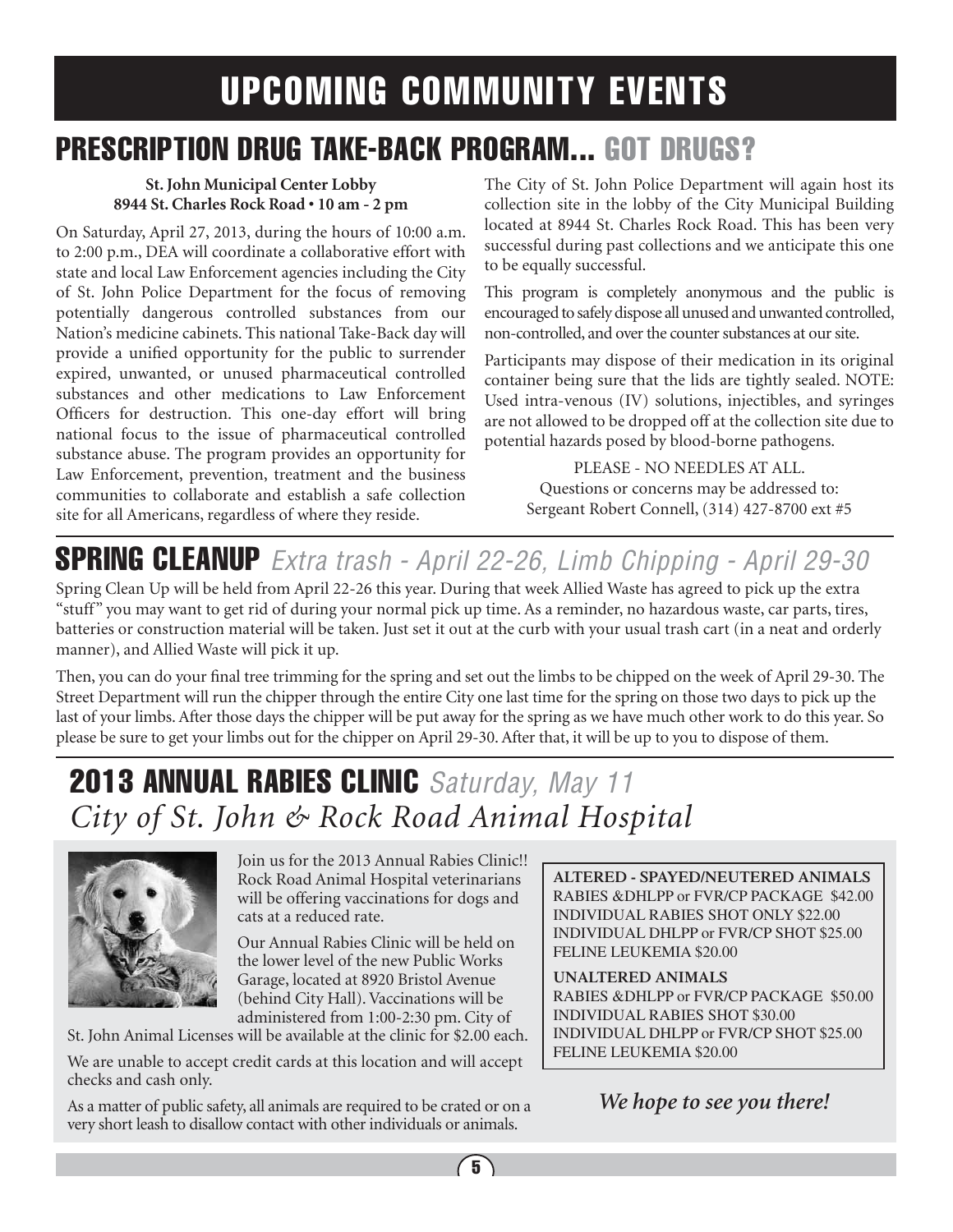# UPCOMING COMMUNITY EVENTS

## PRESCRIPTION DRUG TAKE-BACK PROGRAM... GOT DRUGS?

**St. John Municipal Center Lobby**
**8944 St. Charles Rock Road • 10 am - 2 pm**

On Saturday, April 27, 2013, during the hours of 10:00 a.m. to 2:00 p.m., DEA will coordinate a collaborative effort with state and local Law Enforcement agencies including the City of St. John Police Department for the focus of removing potentially dangerous controlled substances from our Nation's medicine cabinets. This national Take-Back day will provide a unified opportunity for the public to surrender expired, unwanted, or unused pharmaceutical controlled substances and other medications to Law Enforcement Officers for destruction. This one-day effort will bring national focus to the issue of pharmaceutical controlled substance abuse. The program provides an opportunity for Law Enforcement, prevention, treatment and the business communities to collaborate and establish a safe collection site for all Americans, regardless of where they reside.

The City of St. John Police Department will again host its collection site in the lobby of the City Municipal Building located at 8944 St. Charles Rock Road. This has been very successful during past collections and we anticipate this one to be equally successful.

This program is completely anonymous and the public is encouraged to safely dispose all unused and unwanted controlled, non-controlled, and over the counter substances at our site.

Participants may dispose of their medication in its original container being sure that the lids are tightly sealed. NOTE: Used intra-venous (IV) solutions, injectibles, and syringes are not allowed to be dropped off at the collection site due to potential hazards posed by blood-borne pathogens.

PLEASE - NO NEEDLES AT ALL.
Questions or concerns may be addressed to:
Sergeant Robert Connell, (314) 427-8700 ext #5

## SPRING CLEANUP *Extra trash - April 22-26, Limb Chipping - April 29-30*

Spring Clean Up will be held from April 22-26 this year. During that week Allied Waste has agreed to pick up the extra "stuff" you may want to get rid of during your normal pick up time. As a reminder, no hazardous waste, car parts, tires, batteries or construction material will be taken. Just set it out at the curb with your usual trash cart (in a neat and orderly manner), and Allied Waste will pick it up.

Then, you can do your final tree trimming for the spring and set out the limbs to be chipped on the week of April 29-30. The Street Department will run the chipper through the entire City one last time for the spring on those two days to pick up the last of your limbs. After those days the chipper will be put away for the spring as we have much other work to do this year. So please be sure to get your limbs out for the chipper on April 29-30. After that, it will be up to you to dispose of them.

## 2013 ANNUAL RABIES CLINIC *Saturday, May 11*
## *City of St. John & Rock Road Animal Hospital*

Join us for the 2013 Annual Rabies Clinic!! Rock Road Animal Hospital veterinarians will be offering vaccinations for dogs and cats at a reduced rate.

Our Annual Rabies Clinic will be held on the lower level of the new Public Works Garage, located at 8920 Bristol Avenue (behind City Hall). Vaccinations will be administered from 1:00-2:30 pm. City of St. John Animal Licenses will be available at the clinic for $2.00 each.

We are unable to accept credit cards at this location and will accept checks and cash only.

As a matter of public safety, all animals are required to be crated or on a very short leash to disallow contact with other individuals or animals.

**ALTERED - SPAYED/NEUTERED ANIMALS**
RABIES &DHLPP or FVR/CP PACKAGE $42.00
INDIVIDUAL RABIES SHOT ONLY $22.00
INDIVIDUAL DHLPP or FVR/CP SHOT $25.00
FELINE LEUKEMIA $20.00

**UNALTERED ANIMALS**
RABIES &DHLPP or FVR/CP PACKAGE $50.00
INDIVIDUAL RABIES SHOT $30.00
INDIVIDUAL DHLPP or FVR/CP SHOT $25.00
FELINE LEUKEMIA $20.00

***We hope to see you there!***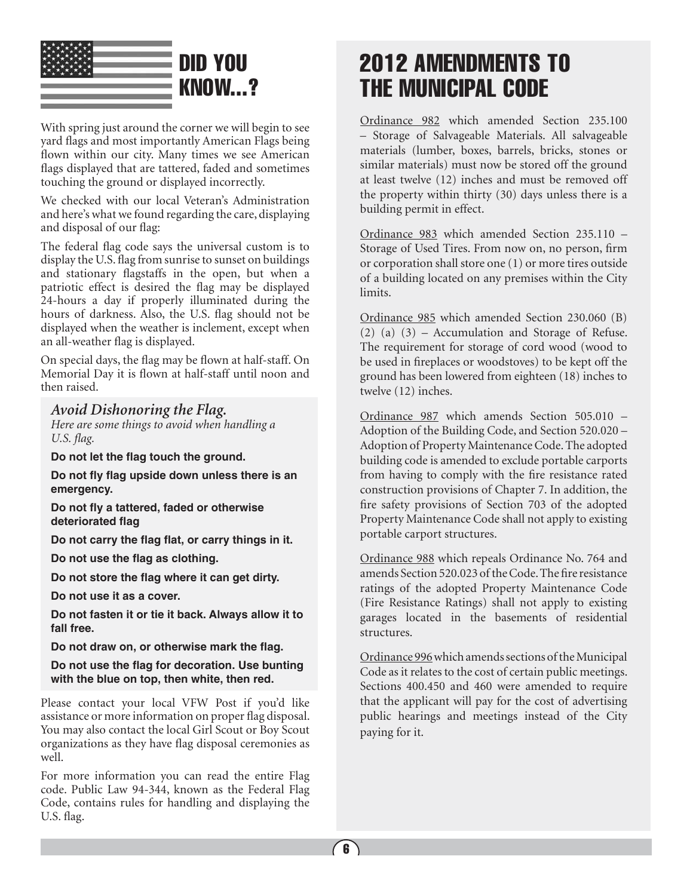# DID YOU KNOW...?

With spring just around the corner we will begin to see yard flags and most importantly American Flags being flown within our city. Many times we see American flags displayed that are tattered, faded and sometimes touching the ground or displayed incorrectly.

We checked with our local Veteran's Administration and here's what we found regarding the care, displaying and disposal of our flag:

The federal flag code says the universal custom is to display the U.S. flag from sunrise to sunset on buildings and stationary flagstaffs in the open, but when a patriotic effect is desired the flag may be displayed 24-hours a day if properly illuminated during the hours of darkness. Also, the U.S. flag should not be displayed when the weather is inclement, except when an all-weather flag is displayed.

On special days, the flag may be flown at half-staff. On Memorial Day it is flown at half-staff until noon and then raised.

### *Avoid Dishonoring the Flag.*

*Here are some things to avoid when handling a U.S. flag.*

**Do not let the flag touch the ground.**

**Do not fly flag upside down unless there is an emergency.**

**Do not fly a tattered, faded or otherwise deteriorated flag**

**Do not carry the flag flat, or carry things in it.**

**Do not use the flag as clothing.**

**Do not store the flag where it can get dirty.**

**Do not use it as a cover.**

**Do not fasten it or tie it back. Always allow it to fall free.**

**Do not draw on, or otherwise mark the flag.**

**Do not use the flag for decoration. Use bunting with the blue on top, then white, then red.**

Please contact your local VFW Post if you'd like assistance or more information on proper flag disposal. You may also contact the local Girl Scout or Boy Scout organizations as they have flag disposal ceremonies as well.

For more information you can read the entire Flag code. Public Law 94-344, known as the Federal Flag Code, contains rules for handling and displaying the U.S. flag.

# 2012 AMENDMENTS TO THE MUNICIPAL CODE

Ordinance 982 which amended Section 235.100 – Storage of Salvageable Materials. All salvageable materials (lumber, boxes, barrels, bricks, stones or similar materials) must now be stored off the ground at least twelve (12) inches and must be removed off the property within thirty (30) days unless there is a building permit in effect.

Ordinance 983 which amended Section 235.110 – Storage of Used Tires. From now on, no person, firm or corporation shall store one (1) or more tires outside of a building located on any premises within the City limits.

Ordinance 985 which amended Section 230.060 (B) (2) (a) (3) – Accumulation and Storage of Refuse. The requirement for storage of cord wood (wood to be used in fireplaces or woodstoves) to be kept off the ground has been lowered from eighteen (18) inches to twelve (12) inches.

Ordinance 987 which amends Section 505.010 – Adoption of the Building Code, and Section 520.020 – Adoption of Property Maintenance Code. The adopted building code is amended to exclude portable carports from having to comply with the fire resistance rated construction provisions of Chapter 7. In addition, the fire safety provisions of Section 703 of the adopted Property Maintenance Code shall not apply to existing portable carport structures.

Ordinance 988 which repeals Ordinance No. 764 and amends Section 520.023 of the Code. The fire resistance ratings of the adopted Property Maintenance Code (Fire Resistance Ratings) shall not apply to existing garages located in the basements of residential structures.

Ordinance 996 which amends sections of the Municipal Code as it relates to the cost of certain public meetings. Sections 400.450 and 460 were amended to require that the applicant will pay for the cost of advertising public hearings and meetings instead of the City paying for it.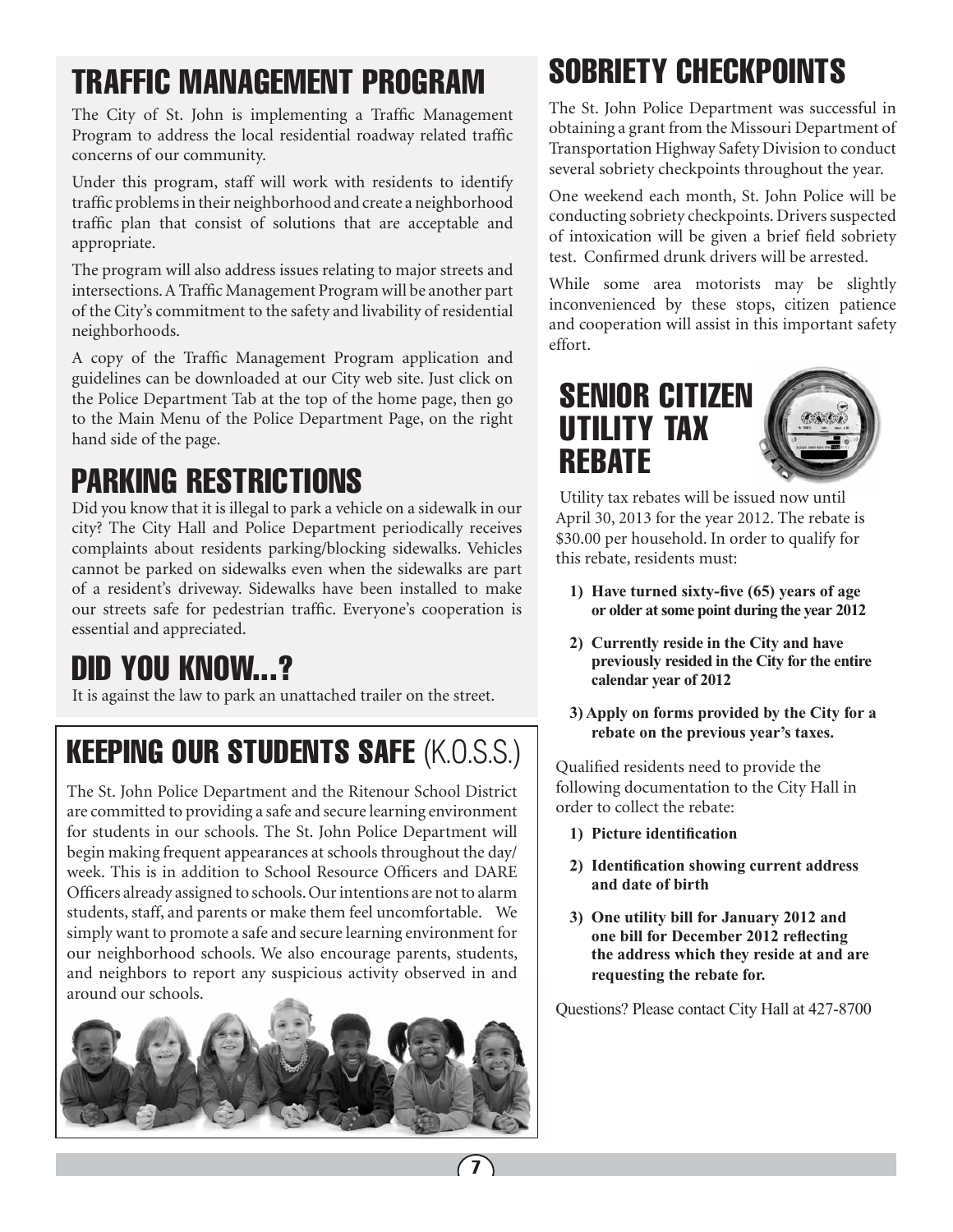## TRAFFIC MANAGEMENT PROGRAM

The City of St. John is implementing a Traffic Management Program to address the local residential roadway related traffic concerns of our community.

Under this program, staff will work with residents to identify traffic problems in their neighborhood and create a neighborhood traffic plan that consist of solutions that are acceptable and appropriate.

The program will also address issues relating to major streets and intersections. A Traffic Management Program will be another part of the City's commitment to the safety and livability of residential neighborhoods.

A copy of the Traffic Management Program application and guidelines can be downloaded at our City web site. Just click on the Police Department Tab at the top of the home page, then go to the Main Menu of the Police Department Page, on the right hand side of the page.

## PARKING RESTRICTIONS

Did you know that it is illegal to park a vehicle on a sidewalk in our city? The City Hall and Police Department periodically receives complaints about residents parking/blocking sidewalks. Vehicles cannot be parked on sidewalks even when the sidewalks are part of a resident's driveway. Sidewalks have been installed to make our streets safe for pedestrian traffic. Everyone's cooperation is essential and appreciated.

## DID YOU KNOW...?

It is against the law to park an unattached trailer on the street.

## KEEPING OUR STUDENTS SAFE (K.O.S.S.)

The St. John Police Department and the Ritenour School District are committed to providing a safe and secure learning environment for students in our schools. The St. John Police Department will begin making frequent appearances at schools throughout the day/week. This is in addition to School Resource Officers and DARE Officers already assigned to schools. Our intentions are not to alarm students, staff, and parents or make them feel uncomfortable. We simply want to promote a safe and secure learning environment for our neighborhood schools. We also encourage parents, students, and neighbors to report any suspicious activity observed in and around our schools.

## SOBRIETY CHECKPOINTS

The St. John Police Department was successful in obtaining a grant from the Missouri Department of Transportation Highway Safety Division to conduct several sobriety checkpoints throughout the year.

One weekend each month, St. John Police will be conducting sobriety checkpoints. Drivers suspected of intoxication will be given a brief field sobriety test. Confirmed drunk drivers will be arrested.

While some area motorists may be slightly inconvenienced by these stops, citizen patience and cooperation will assist in this important safety effort.

## SENIOR CITIZEN UTILITY TAX REBATE

Utility tax rebates will be issued now until April 30, 2013 for the year 2012. The rebate is $30.00 per household. In order to qualify for this rebate, residents must:

1) **Have turned sixty-five (65) years of age or older at some point during the year 2012**
2) **Currently reside in the City and have previously resided in the City for the entire calendar year of 2012**
3) **Apply on forms provided by the City for a rebate on the previous year's taxes.**

Qualified residents need to provide the following documentation to the City Hall in order to collect the rebate:

1) **Picture identification**
2) **Identification showing current address and date of birth**
3) **One utility bill for January 2012 and one bill for December 2012 reflecting the address which they reside at and are requesting the rebate for.**

Questions? Please contact City Hall at 427-8700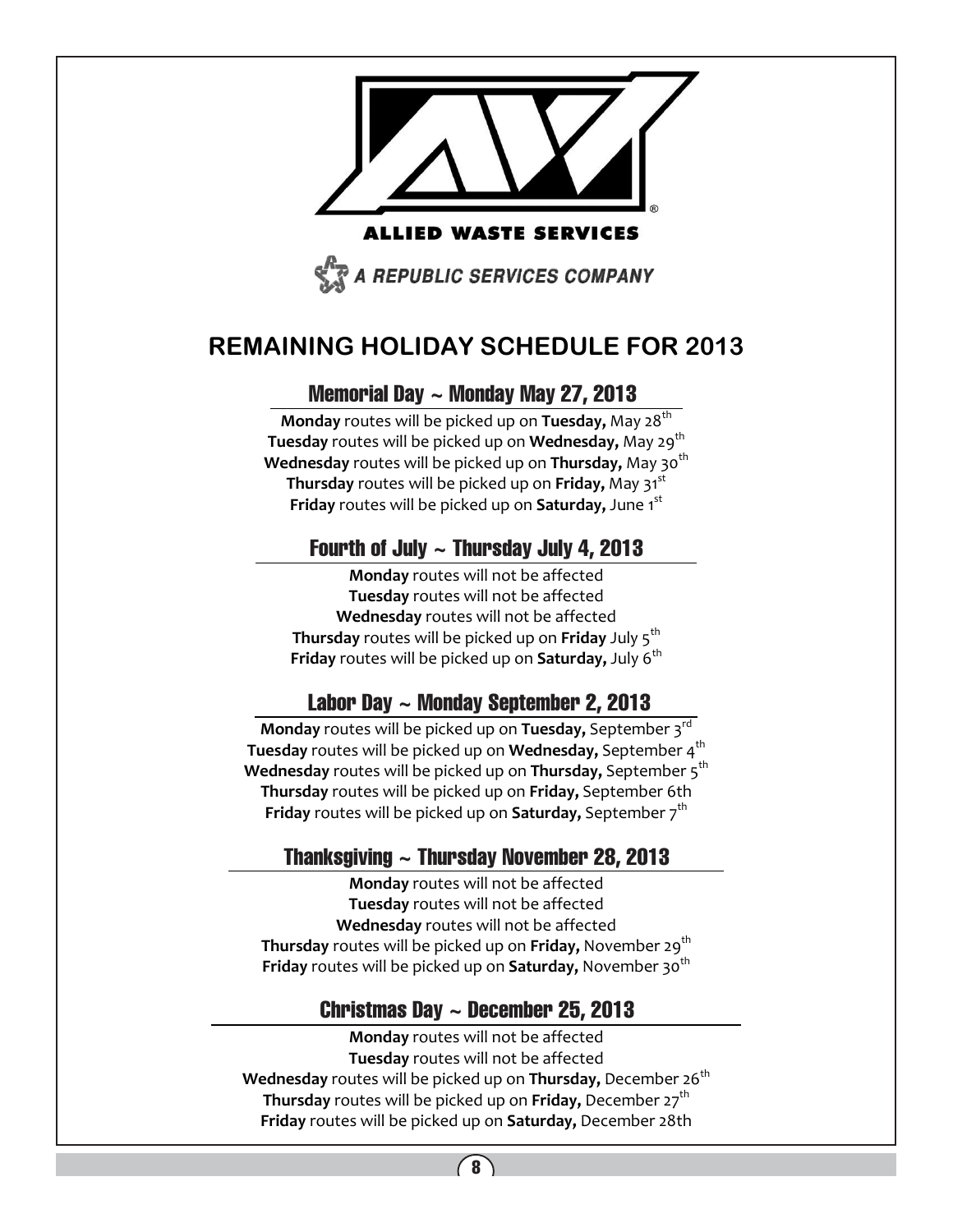**ALLIED WASTE SERVICES**

A REPUBLIC SERVICES COMPANY

# REMAINING HOLIDAY SCHEDULE FOR 2013

## Memorial Day ~ Monday May 27, 2013

**Monday** routes will be picked up on **Tuesday,** May 28th
**Tuesday** routes will be picked up on **Wednesday,** May 29th
**Wednesday** routes will be picked up on **Thursday,** May 30th
**Thursday** routes will be picked up on **Friday,** May 31st
**Friday** routes will be picked up on **Saturday,** June 1st

## Fourth of July ~ Thursday July 4, 2013

**Monday** routes will not be affected
**Tuesday** routes will not be affected
**Wednesday** routes will not be affected
**Thursday** routes will be picked up on **Friday** July 5th
**Friday** routes will be picked up on **Saturday,** July 6th

## Labor Day ~ Monday September 2, 2013

**Monday** routes will be picked up on **Tuesday,** September 3rd
**Tuesday** routes will be picked up on **Wednesday,** September 4th
**Wednesday** routes will be picked up on **Thursday,** September 5th
**Thursday** routes will be picked up on **Friday,** September 6th
**Friday** routes will be picked up on **Saturday,** September 7th

## Thanksgiving ~ Thursday November 28, 2013

**Monday** routes will not be affected
**Tuesday** routes will not be affected
**Wednesday** routes will not be affected
**Thursday** routes will be picked up on **Friday,** November 29th
**Friday** routes will be picked up on **Saturday,** November 30th

## Christmas Day ~ December 25, 2013

**Monday** routes will not be affected
**Tuesday** routes will not be affected
**Wednesday** routes will be picked up on **Thursday,** December 26th
**Thursday** routes will be picked up on **Friday,** December 27th
**Friday** routes will be picked up on **Saturday,** December 28th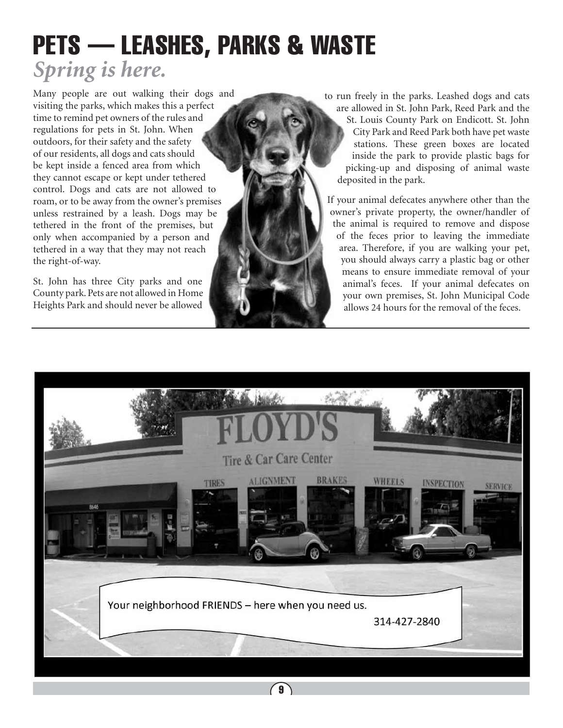# PETS — LEASHES, PARKS & WASTE

## *Spring is here.*

Many people are out walking their dogs and visiting the parks, which makes this a perfect time to remind pet owners of the rules and regulations for pets in St. John. When outdoors, for their safety and the safety of our residents, all dogs and cats should be kept inside a fenced area from which they cannot escape or kept under tethered control. Dogs and cats are not allowed to roam, or to be away from the owner's premises unless restrained by a leash. Dogs may be tethered in the front of the premises, but only when accompanied by a person and tethered in a way that they may not reach the right-of-way.

St. John has three City parks and one County park. Pets are not allowed in Home Heights Park and should never be allowed to run freely in the parks. Leashed dogs and cats are allowed in St. John Park, Reed Park and the St. Louis County Park on Endicott. St. John City Park and Reed Park both have pet waste stations. These green boxes are located inside the park to provide plastic bags for picking-up and disposing of animal waste deposited in the park.

If your animal defecates anywhere other than the owner's private property, the owner/handler of the animal is required to remove and dispose of the feces prior to leaving the immediate area. Therefore, if you are walking your pet, you should always carry a plastic bag or other means to ensure immediate removal of your animal's feces. If your animal defecates on your own premises, St. John Municipal Code allows 24 hours for the removal of the feces.

---

FLOYD'S

Tire & Car Care Center

TIRES ALIGNMENT BRAKES WHEELS INSPECTION SERVICE

Your neighborhood FRIENDS – here when you need us.

314-427-2840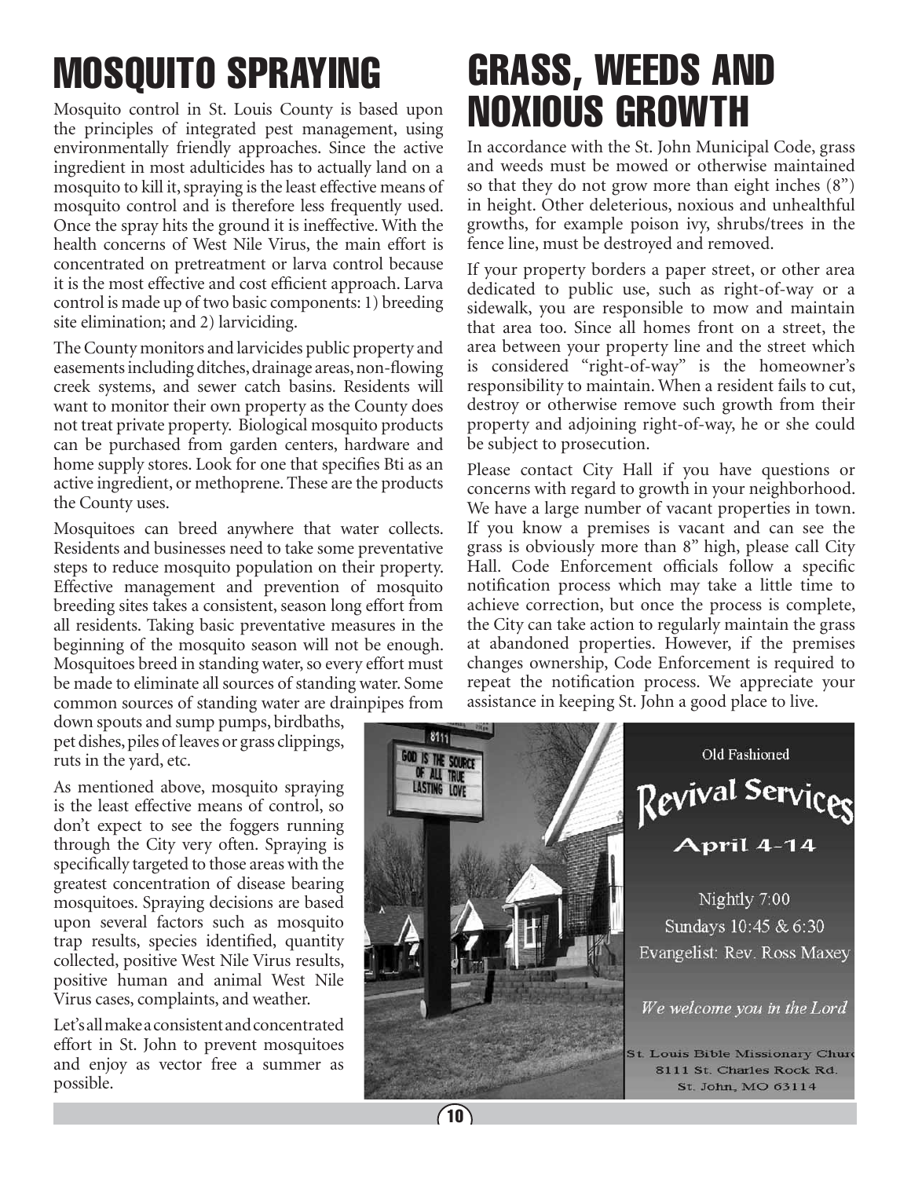# MOSQUITO SPRAYING

Mosquito control in St. Louis County is based upon the principles of integrated pest management, using environmentally friendly approaches. Since the active ingredient in most adulticides has to actually land on a mosquito to kill it, spraying is the least effective means of mosquito control and is therefore less frequently used. Once the spray hits the ground it is ineffective. With the health concerns of West Nile Virus, the main effort is concentrated on pretreatment or larva control because it is the most effective and cost efficient approach. Larva control is made up of two basic components: 1) breeding site elimination; and 2) larviciding.

The County monitors and larvicides public property and easements including ditches, drainage areas, non-flowing creek systems, and sewer catch basins. Residents will want to monitor their own property as the County does not treat private property. Biological mosquito products can be purchased from garden centers, hardware and home supply stores. Look for one that specifies Bti as an active ingredient, or methoprene. These are the products the County uses.

Mosquitoes can breed anywhere that water collects. Residents and businesses need to take some preventative steps to reduce mosquito population on their property. Effective management and prevention of mosquito breeding sites takes a consistent, season long effort from all residents. Taking basic preventative measures in the beginning of the mosquito season will not be enough. Mosquitoes breed in standing water, so every effort must be made to eliminate all sources of standing water. Some common sources of standing water are drainpipes from down spouts and sump pumps, birdbaths, pet dishes, piles of leaves or grass clippings, ruts in the yard, etc.

As mentioned above, mosquito spraying is the least effective means of control, so don't expect to see the foggers running through the City very often. Spraying is specifically targeted to those areas with the greatest concentration of disease bearing mosquitoes. Spraying decisions are based upon several factors such as mosquito trap results, species identified, quantity collected, positive West Nile Virus results, positive human and animal West Nile Virus cases, complaints, and weather.

Let's all make a consistent and concentrated effort in St. John to prevent mosquitoes and enjoy as vector free a summer as possible.

# GRASS, WEEDS AND NOXIOUS GROWTH

In accordance with the St. John Municipal Code, grass and weeds must be mowed or otherwise maintained so that they do not grow more than eight inches (8") in height. Other deleterious, noxious and unhealthful growths, for example poison ivy, shrubs/trees in the fence line, must be destroyed and removed.

If your property borders a paper street, or other area dedicated to public use, such as right-of-way or a sidewalk, you are responsible to mow and maintain that area too. Since all homes front on a street, the area between your property line and the street which is considered "right-of-way" is the homeowner's responsibility to maintain. When a resident fails to cut, destroy or otherwise remove such growth from their property and adjoining right-of-way, he or she could be subject to prosecution.

Please contact City Hall if you have questions or concerns with regard to growth in your neighborhood. We have a large number of vacant properties in town. If you know a premises is vacant and can see the grass is obviously more than 8" high, please call City Hall. Code Enforcement officials follow a specific notification process which may take a little time to achieve correction, but once the process is complete, the City can take action to regularly maintain the grass at abandoned properties. However, if the premises changes ownership, Code Enforcement is required to repeat the notification process. We appreciate your assistance in keeping St. John a good place to live.

Old Fashioned

**Revival Services**

**April 4-14**

Nightly 7:00
Sundays 10:45 & 6:30
Evangelist: Rev. Ross Maxey

*We welcome you in the Lord*

St. Louis Bible Missionary Church
8111 St. Charles Rock Rd.
St. John, MO 63114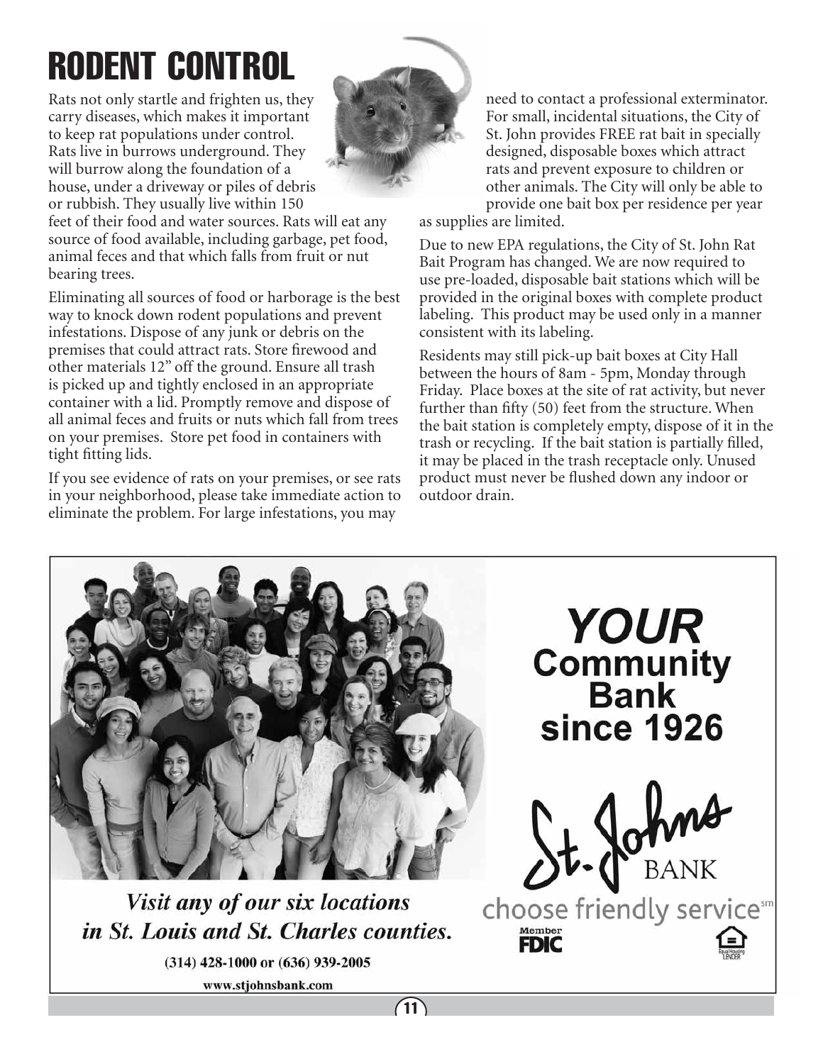# RODENT CONTROL

Rats not only startle and frighten us, they carry diseases, which makes it important to keep rat populations under control. Rats live in burrows underground. They will burrow along the foundation of a house, under a driveway or piles of debris or rubbish. They usually live within 150 feet of their food and water sources. Rats will eat any source of food available, including garbage, pet food, animal feces and that which falls from fruit or nut bearing trees.

Eliminating all sources of food or harborage is the best way to knock down rodent populations and prevent infestations. Dispose of any junk or debris on the premises that could attract rats. Store firewood and other materials 12" off the ground. Ensure all trash is picked up and tightly enclosed in an appropriate container with a lid. Promptly remove and dispose of all animal feces and fruits or nuts which fall from trees on your premises. Store pet food in containers with tight fitting lids.

If you see evidence of rats on your premises, or see rats in your neighborhood, please take immediate action to eliminate the problem. For large infestations, you may need to contact a professional exterminator. For small, incidental situations, the City of St. John provides FREE rat bait in specially designed, disposable boxes which attract rats and prevent exposure to children or other animals. The City will only be able to provide one bait box per residence per year as supplies are limited.

Due to new EPA regulations, the City of St. John Rat Bait Program has changed. We are now required to use pre-loaded, disposable bait stations which will be provided in the original boxes with complete product labeling. This product may be used only in a manner consistent with its labeling.

Residents may still pick-up bait boxes at City Hall between the hours of 8am - 5pm, Monday through Friday. Place boxes at the site of rat activity, but never further than fifty (50) feet from the structure. When the bait station is completely empty, dispose of it in the trash or recycling. If the bait station is partially filled, it may be placed in the trash receptacle only. Unused product must never be flushed down any indoor or outdoor drain.

**YOUR Community Bank since 1926**

St. Johns BANK

choose friendly service℠

Member FDIC

Equal Housing LENDER

*Visit any of our six locations in St. Louis and St. Charles counties.*

(314) 428-1000 or (636) 939-2005

www.stjohnsbank.com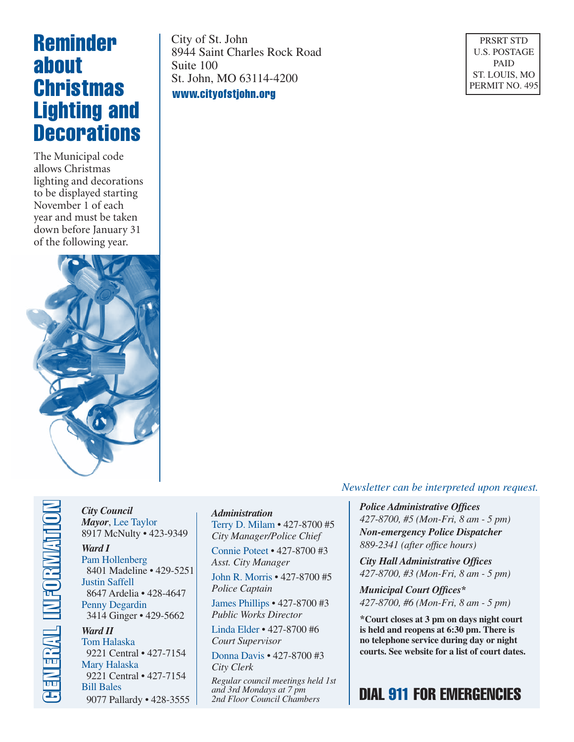# Reminder about Christmas Lighting and Decorations

The Municipal code allows Christmas lighting and decorations to be displayed starting November 1 of each year and must be taken down before January 31 of the following year.

City of St. John
8944 Saint Charles Rock Road
Suite 100
St. John, MO 63114-4200
**www.cityofstjohn.org**

PRSRT STD
U.S. POSTAGE
PAID
ST. LOUIS, MO
PERMIT NO. 495

*Newsletter can be interpreted upon request.*

## GENERAL INFORMATION

***City Council***

***Mayor***, Lee Taylor
8917 McNulty • 423-9349

***Ward I***

Pam Hollenberg
8401 Madeline • 429-5251

Justin Saffell
8647 Ardelia • 428-4647

Penny Degardin
3414 Ginger • 429-5662

***Ward II***

Tom Halaska
9221 Central • 427-7154

Mary Halaska
9221 Central • 427-7154

Bill Bales
9077 Pallardy • 428-3555

***Administration***

Terry D. Milam • 427-8700 #5
*City Manager/Police Chief*

Connie Poteet • 427-8700 #3
*Asst. City Manager*

John R. Morris • 427-8700 #5
*Police Captain*

James Phillips • 427-8700 #3
*Public Works Director*

Linda Elder • 427-8700 #6
*Court Supervisor*

Donna Davis • 427-8700 #3
*City Clerk*

*Regular council meetings held 1st and 3rd Mondays at 7 pm 2nd Floor Council Chambers*

***Police Administrative Offices***
*427-8700, #5 (Mon-Fri, 8 am - 5 pm)*

***Non-emergency Police Dispatcher***
*889-2341 (after office hours)*

***City Hall Administrative Offices***
*427-8700, #3 (Mon-Fri, 8 am - 5 pm)*

***Municipal Court Offices****
*427-8700, #6 (Mon-Fri, 8 am - 5 pm)*

**\*Court closes at 3 pm on days night court is held and reopens at 6:30 pm. There is no telephone service during day or night courts. See website for a list of court dates.**

## DIAL 911 FOR EMERGENCIES